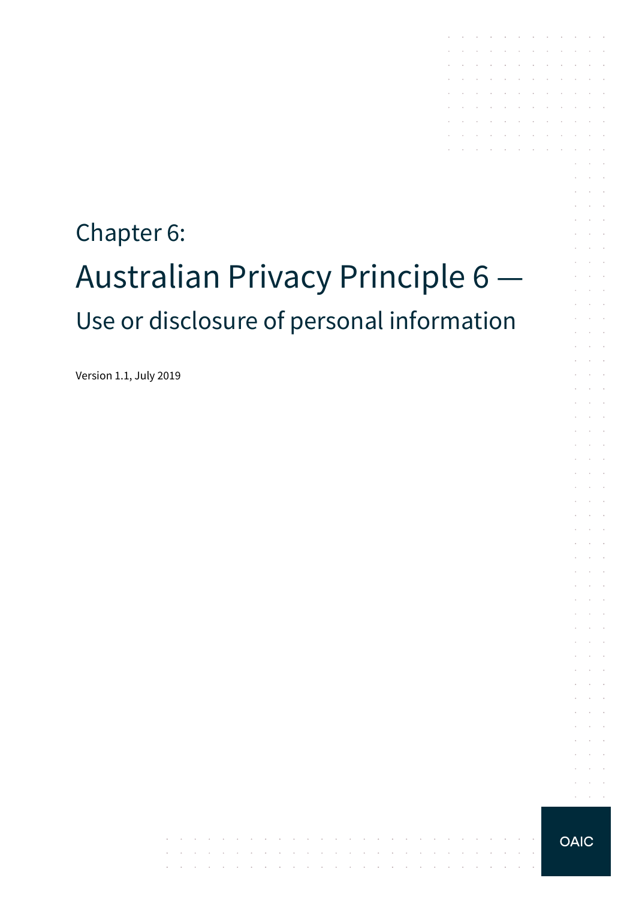# Chapter 6:

# Australian Privacy Principle 6 —

## Use or disclosure of personal information

Version 1.1, July 2019

OAIC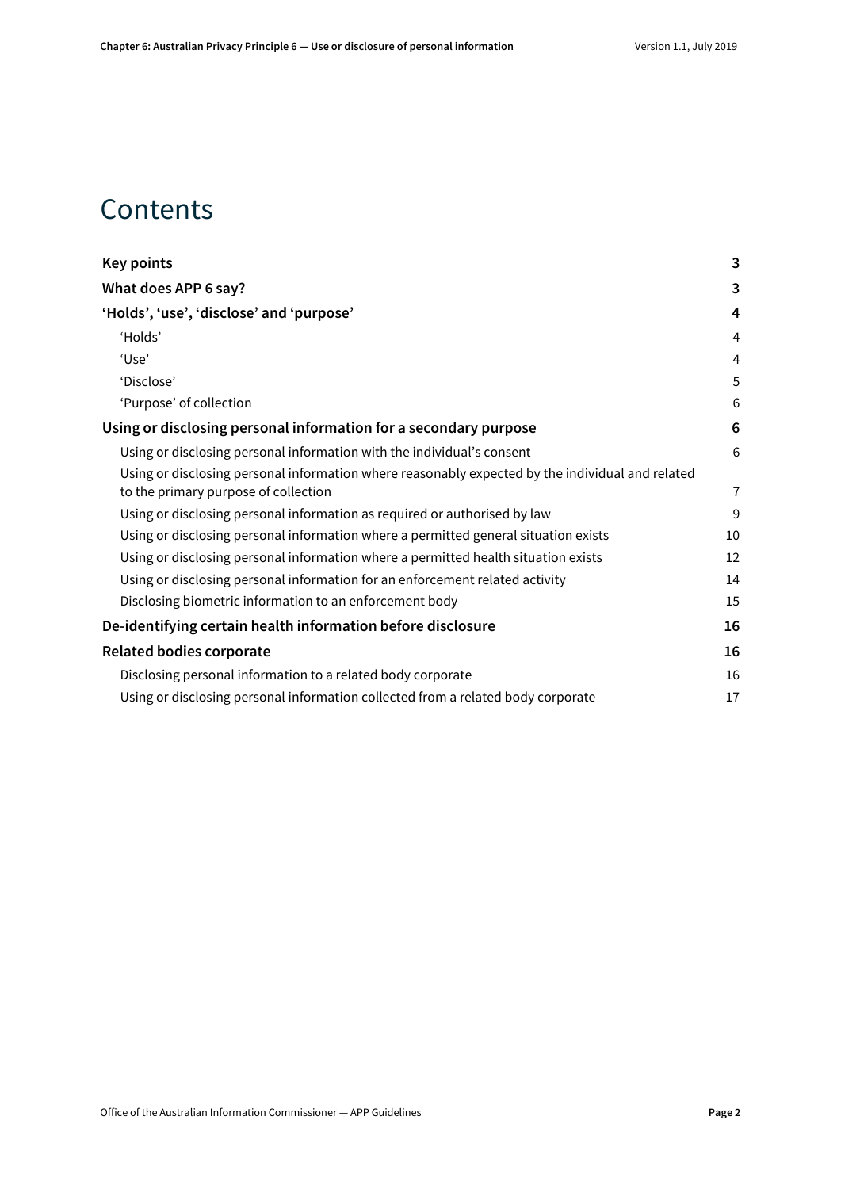# Contents

| | |
|---|---|
| **Key points** | **3** |
| **What does APP 6 say?** | **3** |
| **'Holds', 'use', 'disclose' and 'purpose'** | **4** |
| 'Holds' | 4 |
| 'Use' | 4 |
| 'Disclose' | 5 |
| 'Purpose' of collection | 6 |
| **Using or disclosing personal information for a secondary purpose** | **6** |
| Using or disclosing personal information with the individual's consent | 6 |
| Using or disclosing personal information where reasonably expected by the individual and related to the primary purpose of collection | 7 |
| Using or disclosing personal information as required or authorised by law | 9 |
| Using or disclosing personal information where a permitted general situation exists | 10 |
| Using or disclosing personal information where a permitted health situation exists | 12 |
| Using or disclosing personal information for an enforcement related activity | 14 |
| Disclosing biometric information to an enforcement body | 15 |
| **De-identifying certain health information before disclosure** | **16** |
| **Related bodies corporate** | **16** |
| Disclosing personal information to a related body corporate | 16 |
| Using or disclosing personal information collected from a related body corporate | 17 |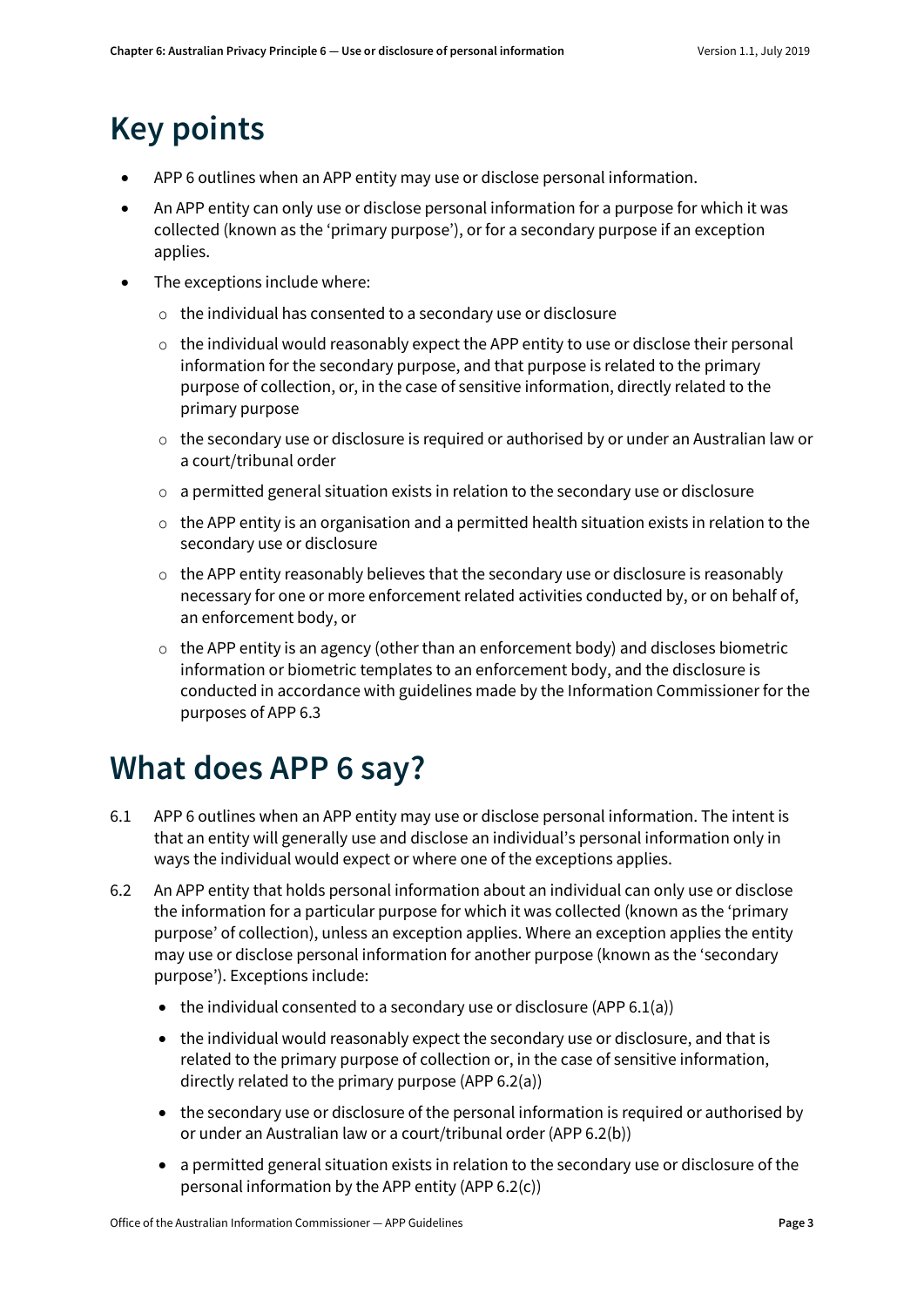# Key points

- APP 6 outlines when an APP entity may use or disclose personal information.
- An APP entity can only use or disclose personal information for a purpose for which it was collected (known as the 'primary purpose'), or for a secondary purpose if an exception applies.
- The exceptions include where:
  - the individual has consented to a secondary use or disclosure
  - the individual would reasonably expect the APP entity to use or disclose their personal information for the secondary purpose, and that purpose is related to the primary purpose of collection, or, in the case of sensitive information, directly related to the primary purpose
  - the secondary use or disclosure is required or authorised by or under an Australian law or a court/tribunal order
  - a permitted general situation exists in relation to the secondary use or disclosure
  - the APP entity is an organisation and a permitted health situation exists in relation to the secondary use or disclosure
  - the APP entity reasonably believes that the secondary use or disclosure is reasonably necessary for one or more enforcement related activities conducted by, or on behalf of, an enforcement body, or
  - the APP entity is an agency (other than an enforcement body) and discloses biometric information or biometric templates to an enforcement body, and the disclosure is conducted in accordance with guidelines made by the Information Commissioner for the purposes of APP 6.3

# What does APP 6 say?

6.1 APP 6 outlines when an APP entity may use or disclose personal information. The intent is that an entity will generally use and disclose an individual's personal information only in ways the individual would expect or where one of the exceptions applies.

6.2 An APP entity that holds personal information about an individual can only use or disclose the information for a particular purpose for which it was collected (known as the 'primary purpose' of collection), unless an exception applies. Where an exception applies the entity may use or disclose personal information for another purpose (known as the 'secondary purpose'). Exceptions include:

- the individual consented to a secondary use or disclosure (APP 6.1(a))
- the individual would reasonably expect the secondary use or disclosure, and that is related to the primary purpose of collection or, in the case of sensitive information, directly related to the primary purpose (APP 6.2(a))
- the secondary use or disclosure of the personal information is required or authorised by or under an Australian law or a court/tribunal order (APP 6.2(b))
- a permitted general situation exists in relation to the secondary use or disclosure of the personal information by the APP entity (APP 6.2(c))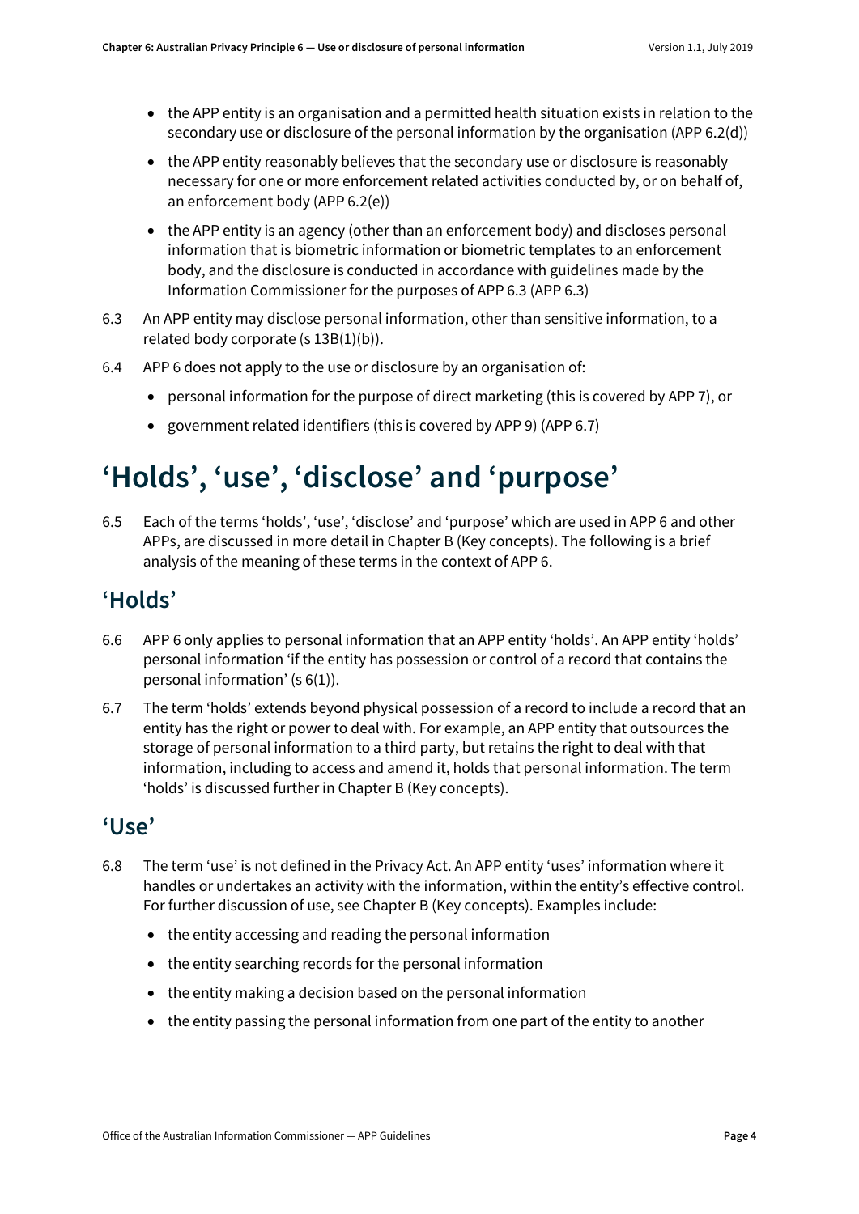- the APP entity is an organisation and a permitted health situation exists in relation to the secondary use or disclosure of the personal information by the organisation (APP 6.2(d))
- the APP entity reasonably believes that the secondary use or disclosure is reasonably necessary for one or more enforcement related activities conducted by, or on behalf of, an enforcement body (APP 6.2(e))
- the APP entity is an agency (other than an enforcement body) and discloses personal information that is biometric information or biometric templates to an enforcement body, and the disclosure is conducted in accordance with guidelines made by the Information Commissioner for the purposes of APP 6.3 (APP 6.3)

6.3 An APP entity may disclose personal information, other than sensitive information, to a related body corporate (s 13B(1)(b)).

6.4 APP 6 does not apply to the use or disclosure by an organisation of:

- personal information for the purpose of direct marketing (this is covered by APP 7), or
- government related identifiers (this is covered by APP 9) (APP 6.7)

# 'Holds', 'use', 'disclose' and 'purpose'

6.5 Each of the terms 'holds', 'use', 'disclose' and 'purpose' which are used in APP 6 and other APPs, are discussed in more detail in Chapter B (Key concepts). The following is a brief analysis of the meaning of these terms in the context of APP 6.

## 'Holds'

6.6 APP 6 only applies to personal information that an APP entity 'holds'. An APP entity 'holds' personal information 'if the entity has possession or control of a record that contains the personal information' (s 6(1)).

6.7 The term 'holds' extends beyond physical possession of a record to include a record that an entity has the right or power to deal with. For example, an APP entity that outsources the storage of personal information to a third party, but retains the right to deal with that information, including to access and amend it, holds that personal information. The term 'holds' is discussed further in Chapter B (Key concepts).

## 'Use'

6.8 The term 'use' is not defined in the Privacy Act. An APP entity 'uses' information where it handles or undertakes an activity with the information, within the entity's effective control. For further discussion of use, see Chapter B (Key concepts). Examples include:

- the entity accessing and reading the personal information
- the entity searching records for the personal information
- the entity making a decision based on the personal information
- the entity passing the personal information from one part of the entity to another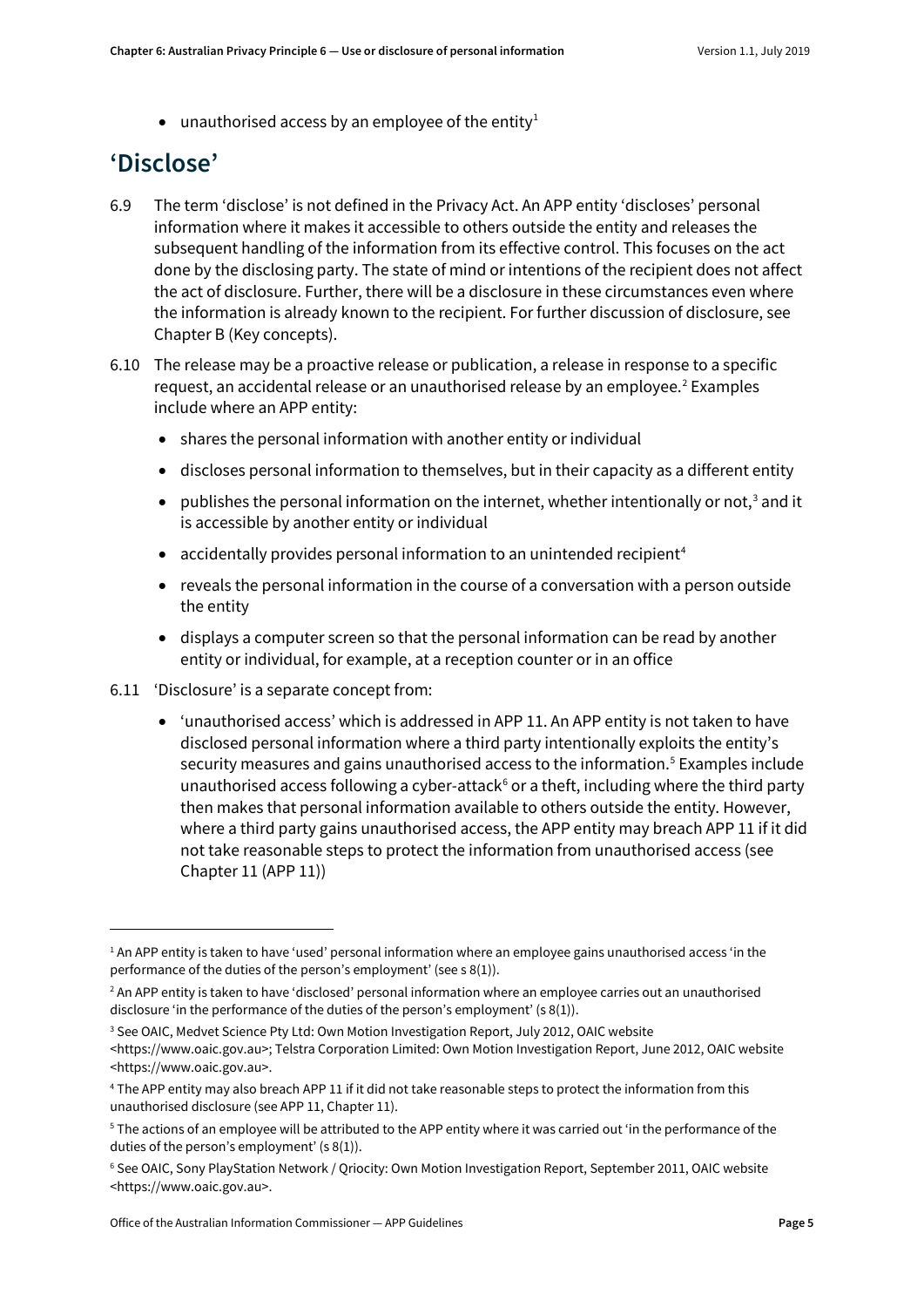- unauthorised access by an employee of the entity[1]

## 'Disclose'

6.9 The term 'disclose' is not defined in the Privacy Act. An APP entity 'discloses' personal information where it makes it accessible to others outside the entity and releases the subsequent handling of the information from its effective control. This focuses on the act done by the disclosing party. The state of mind or intentions of the recipient does not affect the act of disclosure. Further, there will be a disclosure in these circumstances even where the information is already known to the recipient. For further discussion of disclosure, see Chapter B (Key concepts).

6.10 The release may be a proactive release or publication, a release in response to a specific request, an accidental release or an unauthorised release by an employee.[2] Examples include where an APP entity:

- shares the personal information with another entity or individual
- discloses personal information to themselves, but in their capacity as a different entity
- publishes the personal information on the internet, whether intentionally or not,[3] and it is accessible by another entity or individual
- accidentally provides personal information to an unintended recipient[4]
- reveals the personal information in the course of a conversation with a person outside the entity
- displays a computer screen so that the personal information can be read by another entity or individual, for example, at a reception counter or in an office

6.11 'Disclosure' is a separate concept from:

- 'unauthorised access' which is addressed in APP 11. An APP entity is not taken to have disclosed personal information where a third party intentionally exploits the entity's security measures and gains unauthorised access to the information.[5] Examples include unauthorised access following a cyber-attack[6] or a theft, including where the third party then makes that personal information available to others outside the entity. However, where a third party gains unauthorised access, the APP entity may breach APP 11 if it did not take reasonable steps to protect the information from unauthorised access (see Chapter 11 (APP 11))

---

[1] An APP entity is taken to have 'used' personal information where an employee gains unauthorised access 'in the performance of the duties of the person's employment' (see s 8(1)).

[2] An APP entity is taken to have 'disclosed' personal information where an employee carries out an unauthorised disclosure 'in the performance of the duties of the person's employment' (s 8(1)).

[3] See OAIC, Medvet Science Pty Ltd: Own Motion Investigation Report, July 2012, OAIC website <https://www.oaic.gov.au>; Telstra Corporation Limited: Own Motion Investigation Report, June 2012, OAIC website <https://www.oaic.gov.au>.

[4] The APP entity may also breach APP 11 if it did not take reasonable steps to protect the information from this unauthorised disclosure (see APP 11, Chapter 11).

[5] The actions of an employee will be attributed to the APP entity where it was carried out 'in the performance of the duties of the person's employment' (s 8(1)).

[6] See OAIC, Sony PlayStation Network / Qriocity: Own Motion Investigation Report, September 2011, OAIC website <https://www.oaic.gov.au>.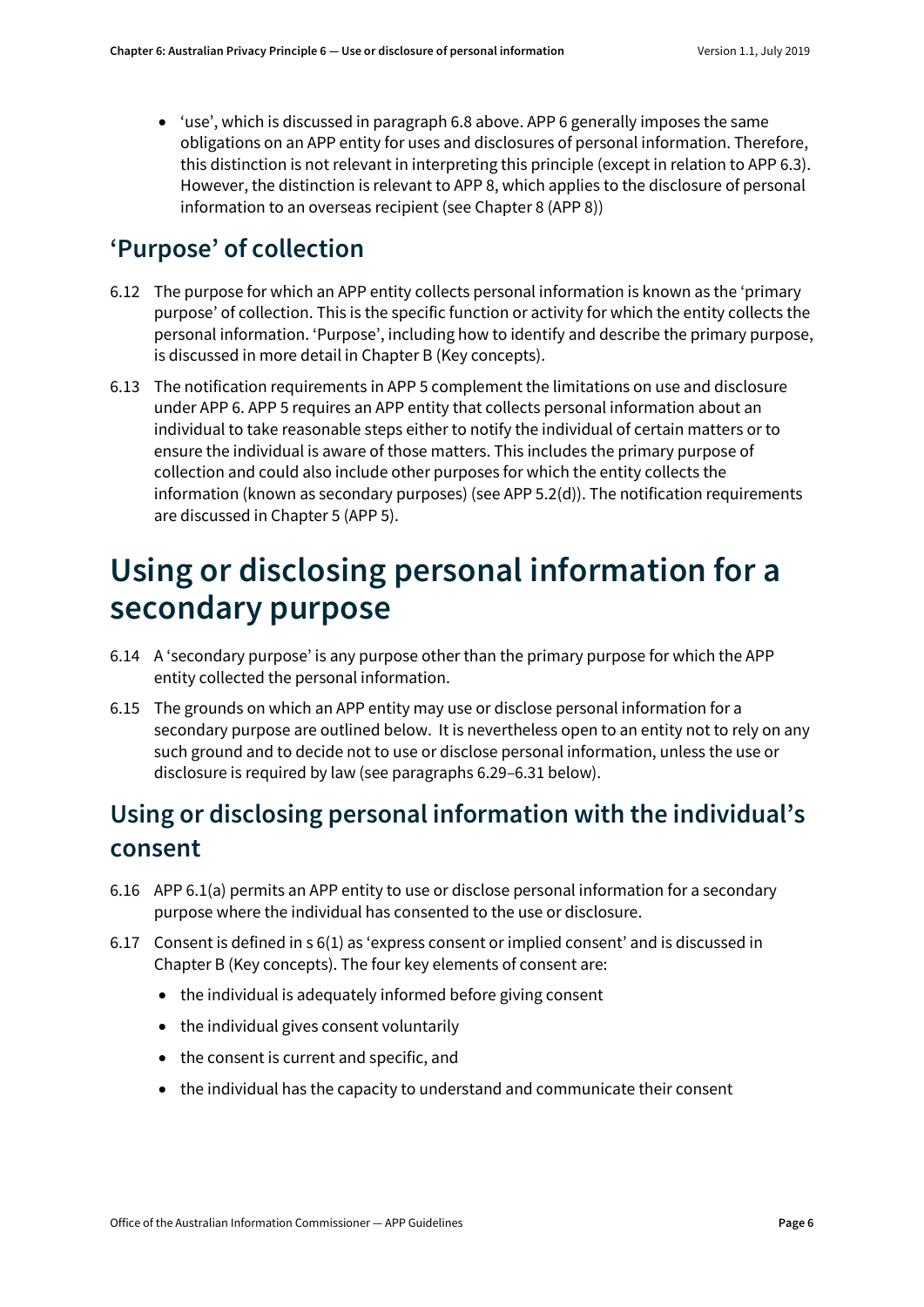- 'use', which is discussed in paragraph 6.8 above. APP 6 generally imposes the same obligations on an APP entity for uses and disclosures of personal information. Therefore, this distinction is not relevant in interpreting this principle (except in relation to APP 6.3). However, the distinction is relevant to APP 8, which applies to the disclosure of personal information to an overseas recipient (see Chapter 8 (APP 8))

## 'Purpose' of collection

6.12 The purpose for which an APP entity collects personal information is known as the 'primary purpose' of collection. This is the specific function or activity for which the entity collects the personal information. 'Purpose', including how to identify and describe the primary purpose, is discussed in more detail in Chapter B (Key concepts).

6.13 The notification requirements in APP 5 complement the limitations on use and disclosure under APP 6. APP 5 requires an APP entity that collects personal information about an individual to take reasonable steps either to notify the individual of certain matters or to ensure the individual is aware of those matters. This includes the primary purpose of collection and could also include other purposes for which the entity collects the information (known as secondary purposes) (see APP 5.2(d)). The notification requirements are discussed in Chapter 5 (APP 5).

# Using or disclosing personal information for a secondary purpose

6.14 A 'secondary purpose' is any purpose other than the primary purpose for which the APP entity collected the personal information.

6.15 The grounds on which an APP entity may use or disclose personal information for a secondary purpose are outlined below. It is nevertheless open to an entity not to rely on any such ground and to decide not to use or disclose personal information, unless the use or disclosure is required by law (see paragraphs 6.29–6.31 below).

## Using or disclosing personal information with the individual's consent

6.16 APP 6.1(a) permits an APP entity to use or disclose personal information for a secondary purpose where the individual has consented to the use or disclosure.

6.17 Consent is defined in s 6(1) as 'express consent or implied consent' and is discussed in Chapter B (Key concepts). The four key elements of consent are:

- the individual is adequately informed before giving consent
- the individual gives consent voluntarily
- the consent is current and specific, and
- the individual has the capacity to understand and communicate their consent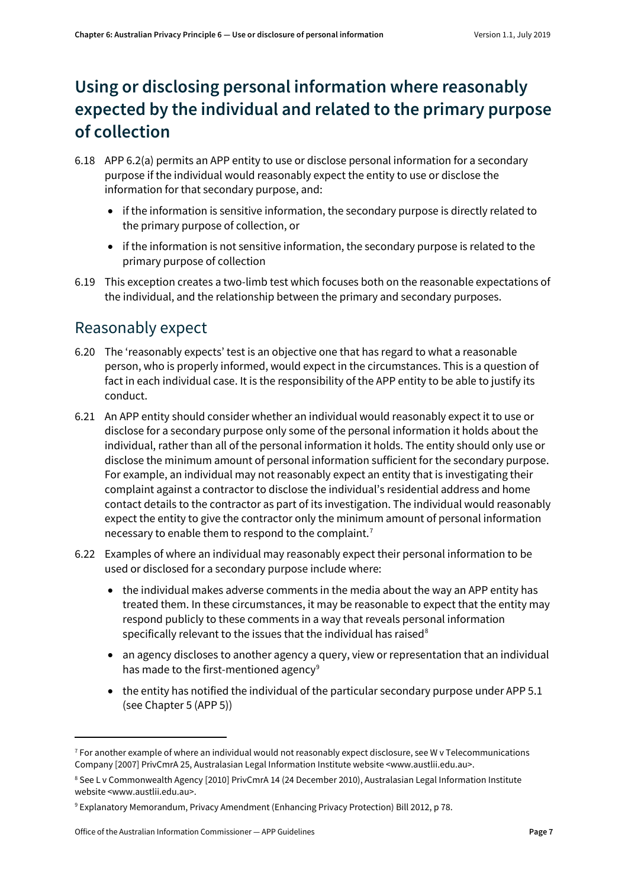## Using or disclosing personal information where reasonably expected by the individual and related to the primary purpose of collection

6.18 APP 6.2(a) permits an APP entity to use or disclose personal information for a secondary purpose if the individual would reasonably expect the entity to use or disclose the information for that secondary purpose, and:

- if the information is sensitive information, the secondary purpose is directly related to the primary purpose of collection, or
- if the information is not sensitive information, the secondary purpose is related to the primary purpose of collection

6.19 This exception creates a two-limb test which focuses both on the reasonable expectations of the individual, and the relationship between the primary and secondary purposes.

### Reasonably expect

6.20 The 'reasonably expects' test is an objective one that has regard to what a reasonable person, who is properly informed, would expect in the circumstances. This is a question of fact in each individual case. It is the responsibility of the APP entity to be able to justify its conduct.

6.21 An APP entity should consider whether an individual would reasonably expect it to use or disclose for a secondary purpose only some of the personal information it holds about the individual, rather than all of the personal information it holds. The entity should only use or disclose the minimum amount of personal information sufficient for the secondary purpose. For example, an individual may not reasonably expect an entity that is investigating their complaint against a contractor to disclose the individual's residential address and home contact details to the contractor as part of its investigation. The individual would reasonably expect the entity to give the contractor only the minimum amount of personal information necessary to enable them to respond to the complaint.[7]

6.22 Examples of where an individual may reasonably expect their personal information to be used or disclosed for a secondary purpose include where:

- the individual makes adverse comments in the media about the way an APP entity has treated them. In these circumstances, it may be reasonable to expect that the entity may respond publicly to these comments in a way that reveals personal information specifically relevant to the issues that the individual has raised[8]
- an agency discloses to another agency a query, view or representation that an individual has made to the first-mentioned agency[9]
- the entity has notified the individual of the particular secondary purpose under APP 5.1 (see Chapter 5 (APP 5))

---

[7] For another example of where an individual would not reasonably expect disclosure, see W v Telecommunications Company [2007] PrivCmrA 25, Australasian Legal Information Institute website <www.austlii.edu.au>.

[8] See L v Commonwealth Agency [2010] PrivCmrA 14 (24 December 2010), Australasian Legal Information Institute website <www.austlii.edu.au>.

[9] Explanatory Memorandum, Privacy Amendment (Enhancing Privacy Protection) Bill 2012, p 78.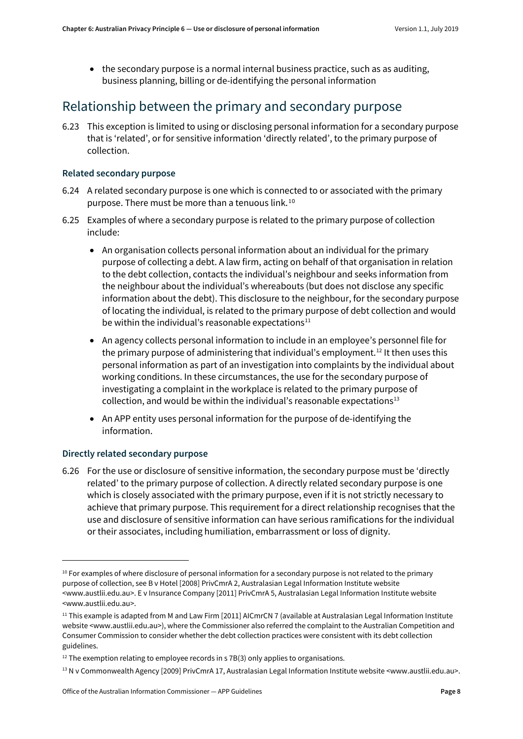- the secondary purpose is a normal internal business practice, such as as auditing, business planning, billing or de-identifying the personal information

## Relationship between the primary and secondary purpose

6.23 This exception is limited to using or disclosing personal information for a secondary purpose that is 'related', or for sensitive information 'directly related', to the primary purpose of collection.

### Related secondary purpose

6.24 A related secondary purpose is one which is connected to or associated with the primary purpose. There must be more than a tenuous link.[10]

6.25 Examples of where a secondary purpose is related to the primary purpose of collection include:

- An organisation collects personal information about an individual for the primary purpose of collecting a debt. A law firm, acting on behalf of that organisation in relation to the debt collection, contacts the individual's neighbour and seeks information from the neighbour about the individual's whereabouts (but does not disclose any specific information about the debt). This disclosure to the neighbour, for the secondary purpose of locating the individual, is related to the primary purpose of debt collection and would be within the individual's reasonable expectations[11]
- An agency collects personal information to include in an employee's personnel file for the primary purpose of administering that individual's employment.[12] It then uses this personal information as part of an investigation into complaints by the individual about working conditions. In these circumstances, the use for the secondary purpose of investigating a complaint in the workplace is related to the primary purpose of collection, and would be within the individual's reasonable expectations[13]
- An APP entity uses personal information for the purpose of de-identifying the information.

### Directly related secondary purpose

6.26 For the use or disclosure of sensitive information, the secondary purpose must be 'directly related' to the primary purpose of collection. A directly related secondary purpose is one which is closely associated with the primary purpose, even if it is not strictly necessary to achieve that primary purpose. This requirement for a direct relationship recognises that the use and disclosure of sensitive information can have serious ramifications for the individual or their associates, including humiliation, embarrassment or loss of dignity.

---

[10] For examples of where disclosure of personal information for a secondary purpose is not related to the primary purpose of collection, see B v Hotel [2008] PrivCmrA 2, Australasian Legal Information Institute website <www.austlii.edu.au>. E v Insurance Company [2011] PrivCmrA 5, Australasian Legal Information Institute website <www.austlii.edu.au>.

[11] This example is adapted from M and Law Firm [2011] AICmrCN 7 (available at Australasian Legal Information Institute website <www.austlii.edu.au>), where the Commissioner also referred the complaint to the Australian Competition and Consumer Commission to consider whether the debt collection practices were consistent with its debt collection guidelines.

[12] The exemption relating to employee records in s 7B(3) only applies to organisations.

[13] N v Commonwealth Agency [2009] PrivCmrA 17, Australasian Legal Information Institute website <www.austlii.edu.au>.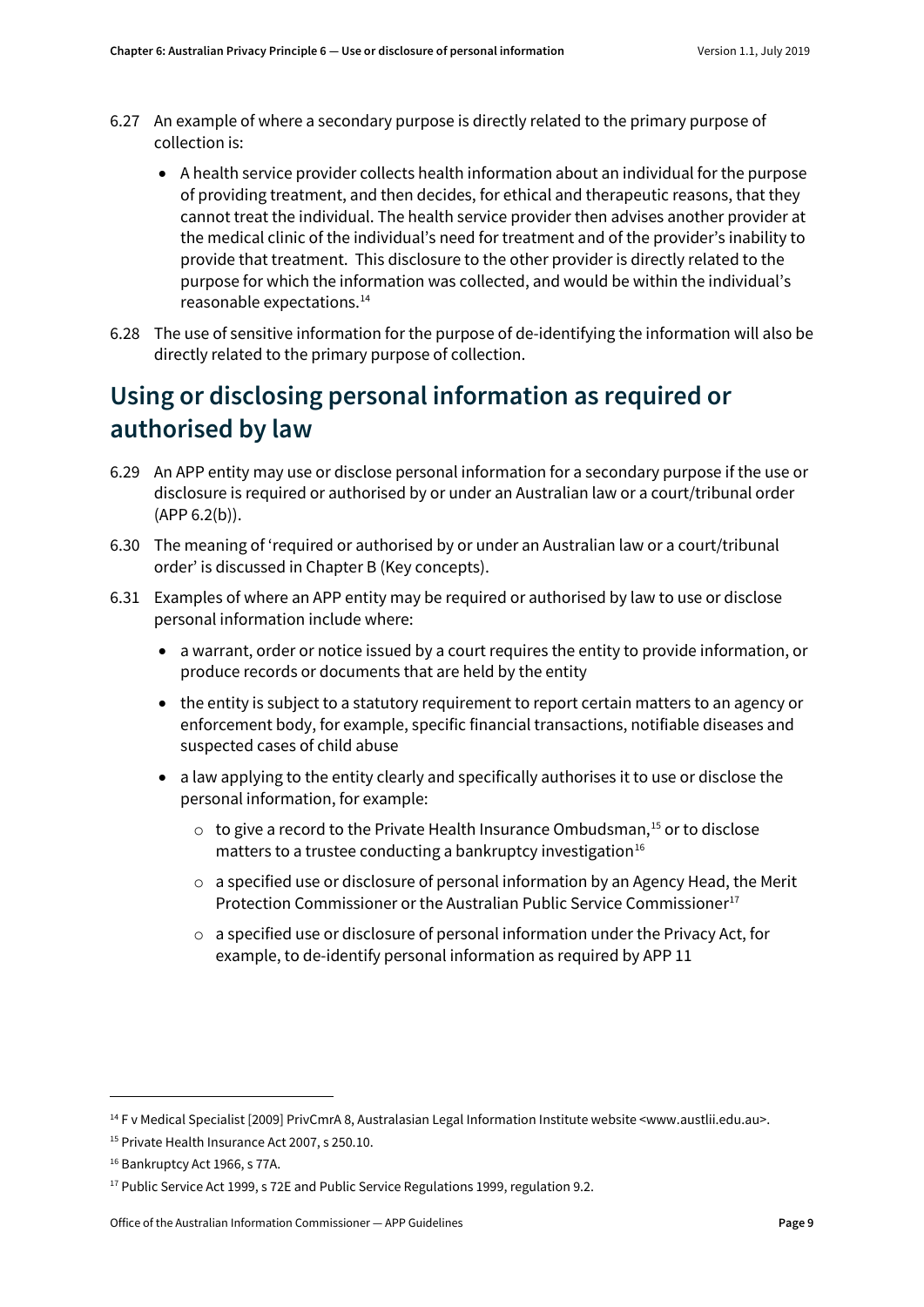6.27 An example of where a secondary purpose is directly related to the primary purpose of collection is:

- A health service provider collects health information about an individual for the purpose of providing treatment, and then decides, for ethical and therapeutic reasons, that they cannot treat the individual. The health service provider then advises another provider at the medical clinic of the individual's need for treatment and of the provider's inability to provide that treatment. This disclosure to the other provider is directly related to the purpose for which the information was collected, and would be within the individual's reasonable expectations.[14]

6.28 The use of sensitive information for the purpose of de-identifying the information will also be directly related to the primary purpose of collection.

## Using or disclosing personal information as required or authorised by law

6.29 An APP entity may use or disclose personal information for a secondary purpose if the use or disclosure is required or authorised by or under an Australian law or a court/tribunal order (APP 6.2(b)).

6.30 The meaning of 'required or authorised by or under an Australian law or a court/tribunal order' is discussed in Chapter B (Key concepts).

6.31 Examples of where an APP entity may be required or authorised by law to use or disclose personal information include where:

- a warrant, order or notice issued by a court requires the entity to provide information, or produce records or documents that are held by the entity
- the entity is subject to a statutory requirement to report certain matters to an agency or enforcement body, for example, specific financial transactions, notifiable diseases and suspected cases of child abuse
- a law applying to the entity clearly and specifically authorises it to use or disclose the personal information, for example:
  - to give a record to the Private Health Insurance Ombudsman,[15] or to disclose matters to a trustee conducting a bankruptcy investigation[16]
  - a specified use or disclosure of personal information by an Agency Head, the Merit Protection Commissioner or the Australian Public Service Commissioner[17]
  - a specified use or disclosure of personal information under the Privacy Act, for example, to de-identify personal information as required by APP 11

---

[14] F v Medical Specialist [2009] PrivCmrA 8, Australasian Legal Information Institute website <www.austlii.edu.au>.

[15] Private Health Insurance Act 2007, s 250.10.

[16] Bankruptcy Act 1966, s 77A.

[17] Public Service Act 1999, s 72E and Public Service Regulations 1999, regulation 9.2.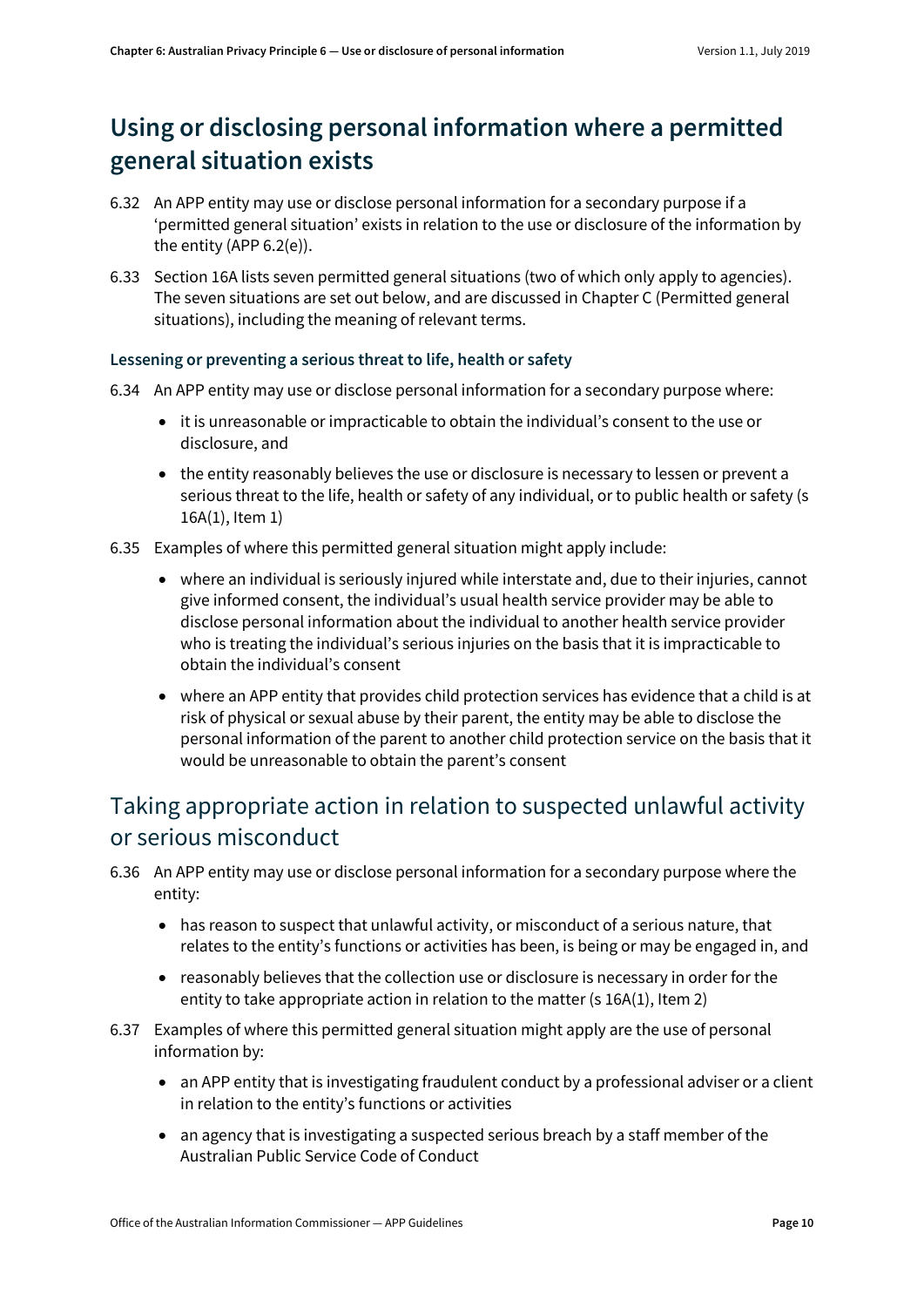## Using or disclosing personal information where a permitted general situation exists

6.32 An APP entity may use or disclose personal information for a secondary purpose if a 'permitted general situation' exists in relation to the use or disclosure of the information by the entity (APP 6.2(e)).

6.33 Section 16A lists seven permitted general situations (two of which only apply to agencies). The seven situations are set out below, and are discussed in Chapter C (Permitted general situations), including the meaning of relevant terms.

#### Lessening or preventing a serious threat to life, health or safety

6.34 An APP entity may use or disclose personal information for a secondary purpose where:

- it is unreasonable or impracticable to obtain the individual's consent to the use or disclosure, and
- the entity reasonably believes the use or disclosure is necessary to lessen or prevent a serious threat to the life, health or safety of any individual, or to public health or safety (s 16A(1), Item 1)

6.35 Examples of where this permitted general situation might apply include:

- where an individual is seriously injured while interstate and, due to their injuries, cannot give informed consent, the individual's usual health service provider may be able to disclose personal information about the individual to another health service provider who is treating the individual's serious injuries on the basis that it is impracticable to obtain the individual's consent
- where an APP entity that provides child protection services has evidence that a child is at risk of physical or sexual abuse by their parent, the entity may be able to disclose the personal information of the parent to another child protection service on the basis that it would be unreasonable to obtain the parent's consent

### Taking appropriate action in relation to suspected unlawful activity or serious misconduct

6.36 An APP entity may use or disclose personal information for a secondary purpose where the entity:

- has reason to suspect that unlawful activity, or misconduct of a serious nature, that relates to the entity's functions or activities has been, is being or may be engaged in, and
- reasonably believes that the collection use or disclosure is necessary in order for the entity to take appropriate action in relation to the matter (s 16A(1), Item 2)

6.37 Examples of where this permitted general situation might apply are the use of personal information by:

- an APP entity that is investigating fraudulent conduct by a professional adviser or a client in relation to the entity's functions or activities
- an agency that is investigating a suspected serious breach by a staff member of the Australian Public Service Code of Conduct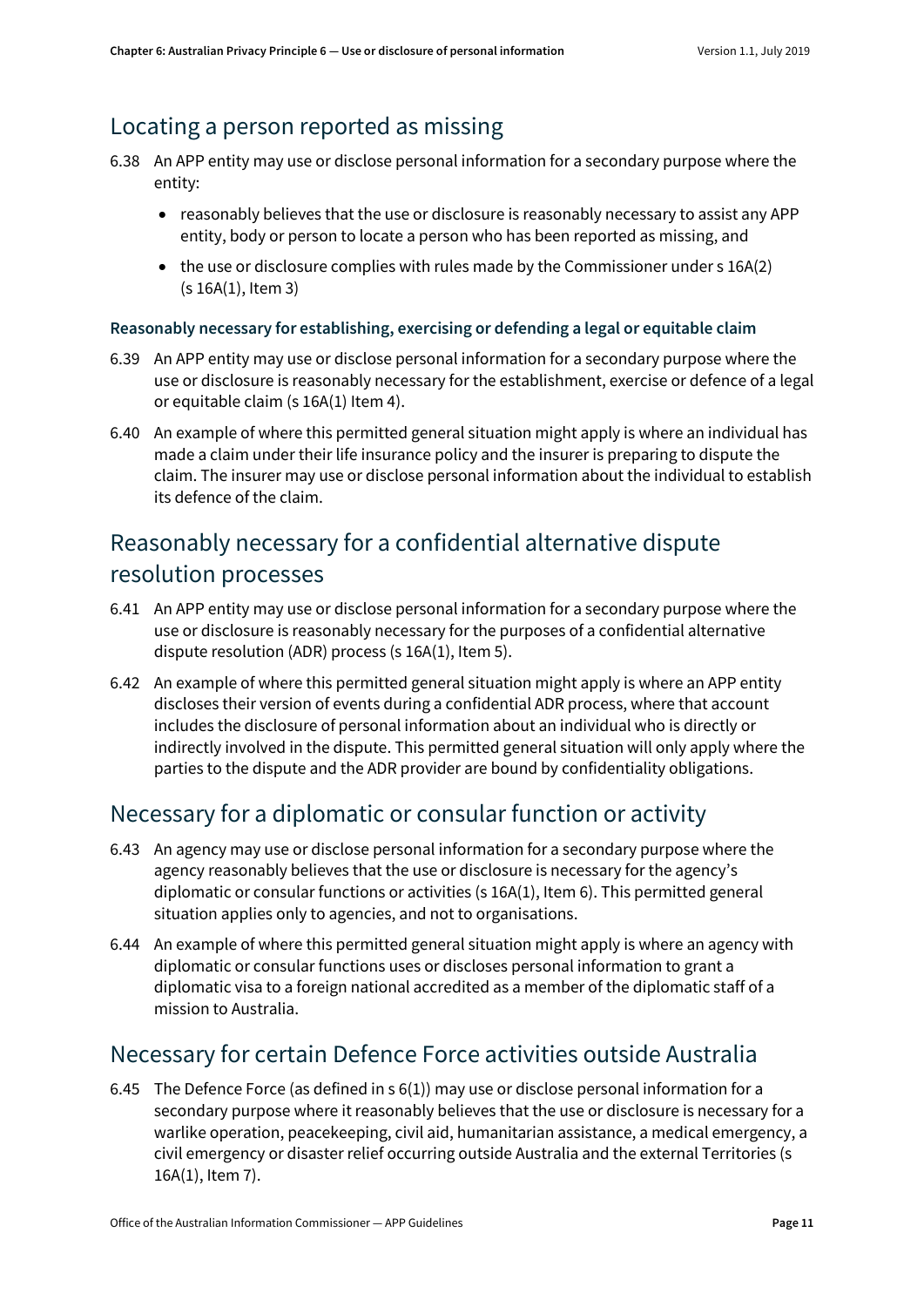## Locating a person reported as missing

6.38 An APP entity may use or disclose personal information for a secondary purpose where the entity:

- reasonably believes that the use or disclosure is reasonably necessary to assist any APP entity, body or person to locate a person who has been reported as missing, and
- the use or disclosure complies with rules made by the Commissioner under s 16A(2) (s 16A(1), Item 3)

### Reasonably necessary for establishing, exercising or defending a legal or equitable claim

6.39 An APP entity may use or disclose personal information for a secondary purpose where the use or disclosure is reasonably necessary for the establishment, exercise or defence of a legal or equitable claim (s 16A(1) Item 4).

6.40 An example of where this permitted general situation might apply is where an individual has made a claim under their life insurance policy and the insurer is preparing to dispute the claim. The insurer may use or disclose personal information about the individual to establish its defence of the claim.

## Reasonably necessary for a confidential alternative dispute resolution processes

6.41 An APP entity may use or disclose personal information for a secondary purpose where the use or disclosure is reasonably necessary for the purposes of a confidential alternative dispute resolution (ADR) process (s 16A(1), Item 5).

6.42 An example of where this permitted general situation might apply is where an APP entity discloses their version of events during a confidential ADR process, where that account includes the disclosure of personal information about an individual who is directly or indirectly involved in the dispute. This permitted general situation will only apply where the parties to the dispute and the ADR provider are bound by confidentiality obligations.

## Necessary for a diplomatic or consular function or activity

6.43 An agency may use or disclose personal information for a secondary purpose where the agency reasonably believes that the use or disclosure is necessary for the agency's diplomatic or consular functions or activities (s 16A(1), Item 6). This permitted general situation applies only to agencies, and not to organisations.

6.44 An example of where this permitted general situation might apply is where an agency with diplomatic or consular functions uses or discloses personal information to grant a diplomatic visa to a foreign national accredited as a member of the diplomatic staff of a mission to Australia.

## Necessary for certain Defence Force activities outside Australia

6.45 The Defence Force (as defined in s 6(1)) may use or disclose personal information for a secondary purpose where it reasonably believes that the use or disclosure is necessary for a warlike operation, peacekeeping, civil aid, humanitarian assistance, a medical emergency, a civil emergency or disaster relief occurring outside Australia and the external Territories (s 16A(1), Item 7).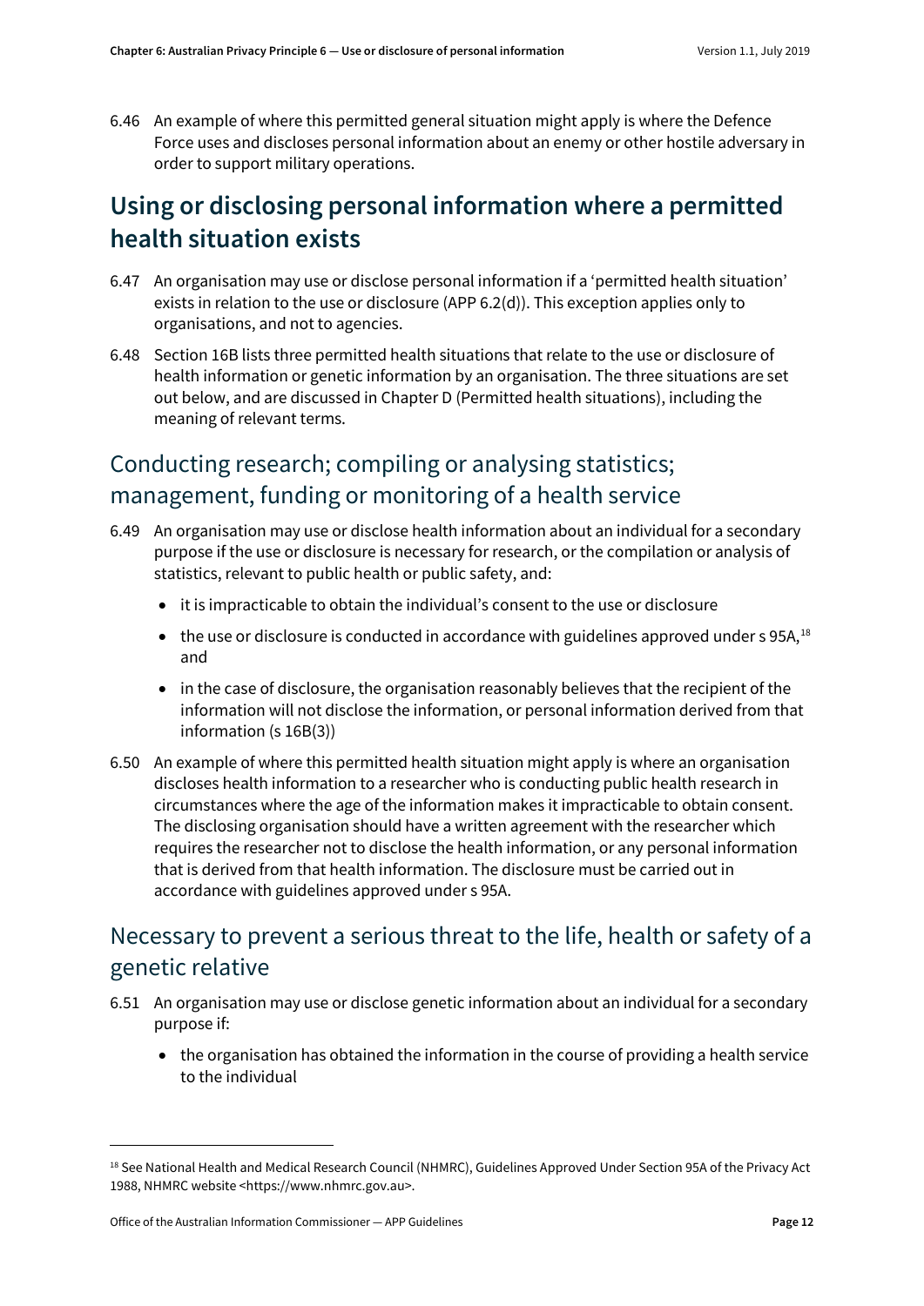6.46 An example of where this permitted general situation might apply is where the Defence Force uses and discloses personal information about an enemy or other hostile adversary in order to support military operations.

## Using or disclosing personal information where a permitted health situation exists

6.47 An organisation may use or disclose personal information if a 'permitted health situation' exists in relation to the use or disclosure (APP 6.2(d)). This exception applies only to organisations, and not to agencies.

6.48 Section 16B lists three permitted health situations that relate to the use or disclosure of health information or genetic information by an organisation. The three situations are set out below, and are discussed in Chapter D (Permitted health situations), including the meaning of relevant terms.

### Conducting research; compiling or analysing statistics; management, funding or monitoring of a health service

6.49 An organisation may use or disclose health information about an individual for a secondary purpose if the use or disclosure is necessary for research, or the compilation or analysis of statistics, relevant to public health or public safety, and:

- it is impracticable to obtain the individual's consent to the use or disclosure
- the use or disclosure is conducted in accordance with guidelines approved under s 95A,[18] and
- in the case of disclosure, the organisation reasonably believes that the recipient of the information will not disclose the information, or personal information derived from that information (s 16B(3))

6.50 An example of where this permitted health situation might apply is where an organisation discloses health information to a researcher who is conducting public health research in circumstances where the age of the information makes it impracticable to obtain consent. The disclosing organisation should have a written agreement with the researcher which requires the researcher not to disclose the health information, or any personal information that is derived from that health information. The disclosure must be carried out in accordance with guidelines approved under s 95A.

### Necessary to prevent a serious threat to the life, health or safety of a genetic relative

6.51 An organisation may use or disclose genetic information about an individual for a secondary purpose if:

- the organisation has obtained the information in the course of providing a health service to the individual

[18] See National Health and Medical Research Council (NHMRC), Guidelines Approved Under Section 95A of the Privacy Act 1988, NHMRC website <https://www.nhmrc.gov.au>.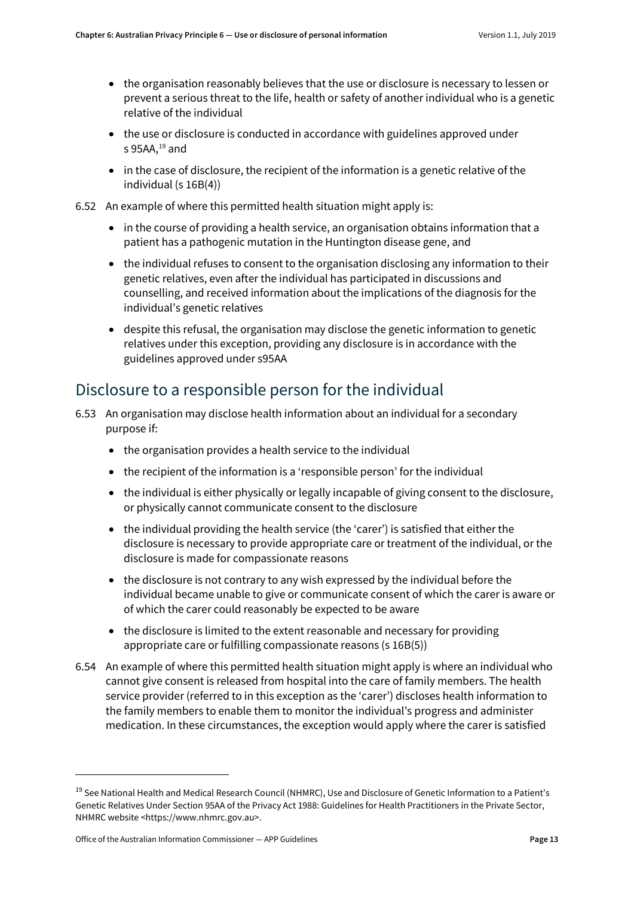- the organisation reasonably believes that the use or disclosure is necessary to lessen or prevent a serious threat to the life, health or safety of another individual who is a genetic relative of the individual
- the use or disclosure is conducted in accordance with guidelines approved under s 95AA,[19] and
- in the case of disclosure, the recipient of the information is a genetic relative of the individual (s 16B(4))

6.52 An example of where this permitted health situation might apply is:

- in the course of providing a health service, an organisation obtains information that a patient has a pathogenic mutation in the Huntington disease gene, and
- the individual refuses to consent to the organisation disclosing any information to their genetic relatives, even after the individual has participated in discussions and counselling, and received information about the implications of the diagnosis for the individual's genetic relatives
- despite this refusal, the organisation may disclose the genetic information to genetic relatives under this exception, providing any disclosure is in accordance with the guidelines approved under s95AA

## Disclosure to a responsible person for the individual

6.53 An organisation may disclose health information about an individual for a secondary purpose if:

- the organisation provides a health service to the individual
- the recipient of the information is a 'responsible person' for the individual
- the individual is either physically or legally incapable of giving consent to the disclosure, or physically cannot communicate consent to the disclosure
- the individual providing the health service (the 'carer') is satisfied that either the disclosure is necessary to provide appropriate care or treatment of the individual, or the disclosure is made for compassionate reasons
- the disclosure is not contrary to any wish expressed by the individual before the individual became unable to give or communicate consent of which the carer is aware or of which the carer could reasonably be expected to be aware
- the disclosure is limited to the extent reasonable and necessary for providing appropriate care or fulfilling compassionate reasons (s 16B(5))

6.54 An example of where this permitted health situation might apply is where an individual who cannot give consent is released from hospital into the care of family members. The health service provider (referred to in this exception as the 'carer') discloses health information to the family members to enable them to monitor the individual's progress and administer medication. In these circumstances, the exception would apply where the carer is satisfied

---

[19] See National Health and Medical Research Council (NHMRC), Use and Disclosure of Genetic Information to a Patient's Genetic Relatives Under Section 95AA of the Privacy Act 1988: Guidelines for Health Practitioners in the Private Sector, NHMRC website <https://www.nhmrc.gov.au>.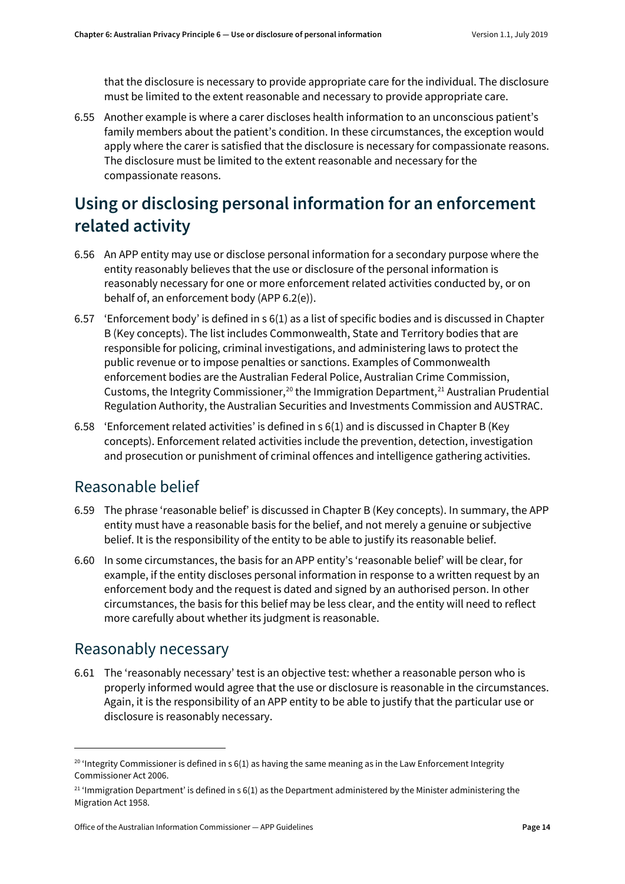that the disclosure is necessary to provide appropriate care for the individual. The disclosure must be limited to the extent reasonable and necessary to provide appropriate care.

6.55 Another example is where a carer discloses health information to an unconscious patient's family members about the patient's condition. In these circumstances, the exception would apply where the carer is satisfied that the disclosure is necessary for compassionate reasons. The disclosure must be limited to the extent reasonable and necessary for the compassionate reasons.

# Using or disclosing personal information for an enforcement related activity

6.56 An APP entity may use or disclose personal information for a secondary purpose where the entity reasonably believes that the use or disclosure of the personal information is reasonably necessary for one or more enforcement related activities conducted by, or on behalf of, an enforcement body (APP 6.2(e)).

6.57 'Enforcement body' is defined in s 6(1) as a list of specific bodies and is discussed in Chapter B (Key concepts). The list includes Commonwealth, State and Territory bodies that are responsible for policing, criminal investigations, and administering laws to protect the public revenue or to impose penalties or sanctions. Examples of Commonwealth enforcement bodies are the Australian Federal Police, Australian Crime Commission, Customs, the Integrity Commissioner,[20] the Immigration Department,[21] Australian Prudential Regulation Authority, the Australian Securities and Investments Commission and AUSTRAC.

6.58 'Enforcement related activities' is defined in s 6(1) and is discussed in Chapter B (Key concepts). Enforcement related activities include the prevention, detection, investigation and prosecution or punishment of criminal offences and intelligence gathering activities.

## Reasonable belief

6.59 The phrase 'reasonable belief' is discussed in Chapter B (Key concepts). In summary, the APP entity must have a reasonable basis for the belief, and not merely a genuine or subjective belief. It is the responsibility of the entity to be able to justify its reasonable belief.

6.60 In some circumstances, the basis for an APP entity's 'reasonable belief' will be clear, for example, if the entity discloses personal information in response to a written request by an enforcement body and the request is dated and signed by an authorised person. In other circumstances, the basis for this belief may be less clear, and the entity will need to reflect more carefully about whether its judgment is reasonable.

## Reasonably necessary

6.61 The 'reasonably necessary' test is an objective test: whether a reasonable person who is properly informed would agree that the use or disclosure is reasonable in the circumstances. Again, it is the responsibility of an APP entity to be able to justify that the particular use or disclosure is reasonably necessary.

---

[20] 'Integrity Commissioner is defined in s 6(1) as having the same meaning as in the Law Enforcement Integrity Commissioner Act 2006.

[21] 'Immigration Department' is defined in s 6(1) as the Department administered by the Minister administering the Migration Act 1958.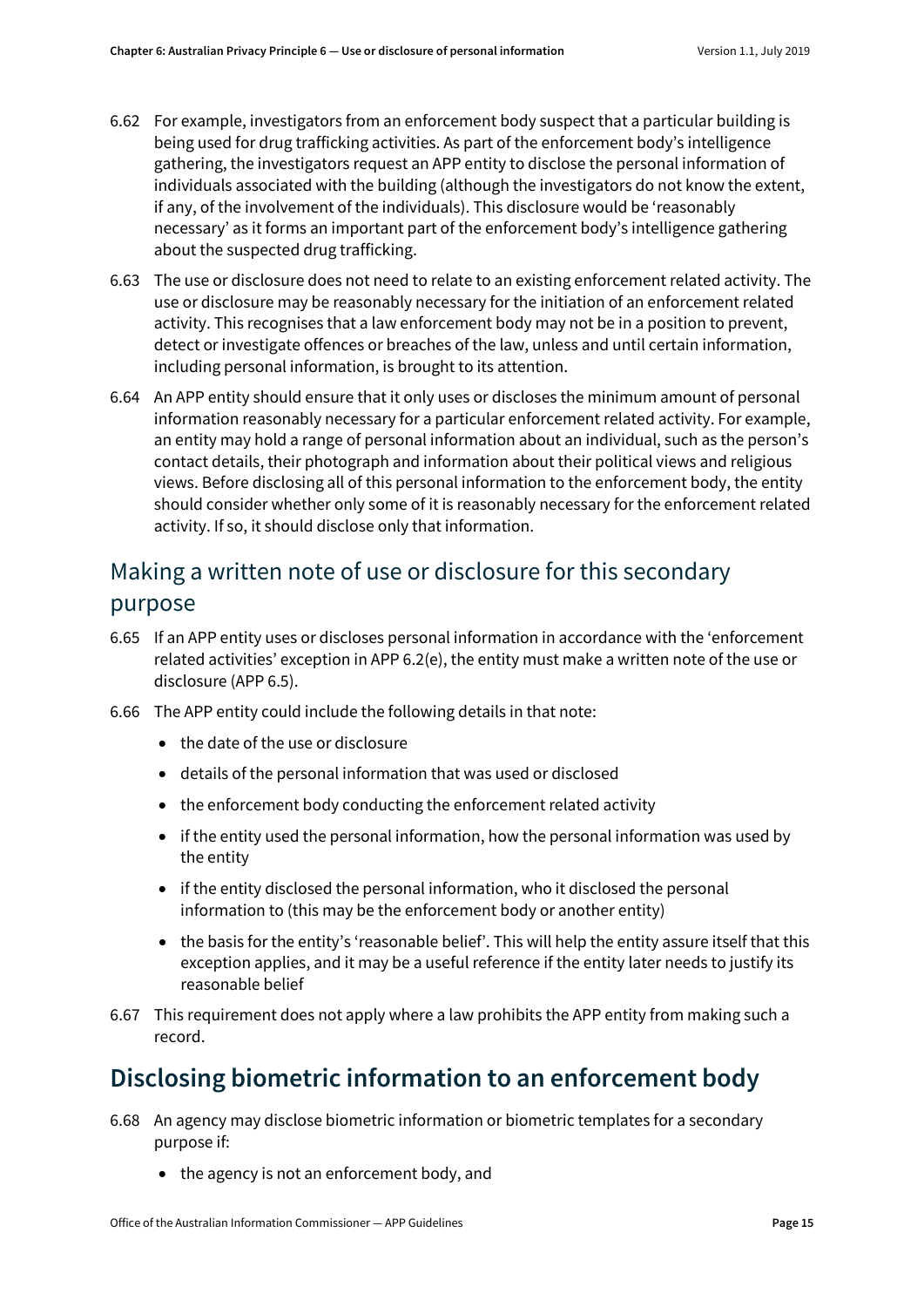6.62 For example, investigators from an enforcement body suspect that a particular building is being used for drug trafficking activities. As part of the enforcement body's intelligence gathering, the investigators request an APP entity to disclose the personal information of individuals associated with the building (although the investigators do not know the extent, if any, of the involvement of the individuals). This disclosure would be 'reasonably necessary' as it forms an important part of the enforcement body's intelligence gathering about the suspected drug trafficking.

6.63 The use or disclosure does not need to relate to an existing enforcement related activity. The use or disclosure may be reasonably necessary for the initiation of an enforcement related activity. This recognises that a law enforcement body may not be in a position to prevent, detect or investigate offences or breaches of the law, unless and until certain information, including personal information, is brought to its attention.

6.64 An APP entity should ensure that it only uses or discloses the minimum amount of personal information reasonably necessary for a particular enforcement related activity. For example, an entity may hold a range of personal information about an individual, such as the person's contact details, their photograph and information about their political views and religious views. Before disclosing all of this personal information to the enforcement body, the entity should consider whether only some of it is reasonably necessary for the enforcement related activity. If so, it should disclose only that information.

## Making a written note of use or disclosure for this secondary purpose

6.65 If an APP entity uses or discloses personal information in accordance with the 'enforcement related activities' exception in APP 6.2(e), the entity must make a written note of the use or disclosure (APP 6.5).

6.66 The APP entity could include the following details in that note:

- the date of the use or disclosure
- details of the personal information that was used or disclosed
- the enforcement body conducting the enforcement related activity
- if the entity used the personal information, how the personal information was used by the entity
- if the entity disclosed the personal information, who it disclosed the personal information to (this may be the enforcement body or another entity)
- the basis for the entity's 'reasonable belief'. This will help the entity assure itself that this exception applies, and it may be a useful reference if the entity later needs to justify its reasonable belief

6.67 This requirement does not apply where a law prohibits the APP entity from making such a record.

# Disclosing biometric information to an enforcement body

6.68 An agency may disclose biometric information or biometric templates for a secondary purpose if:

- the agency is not an enforcement body, and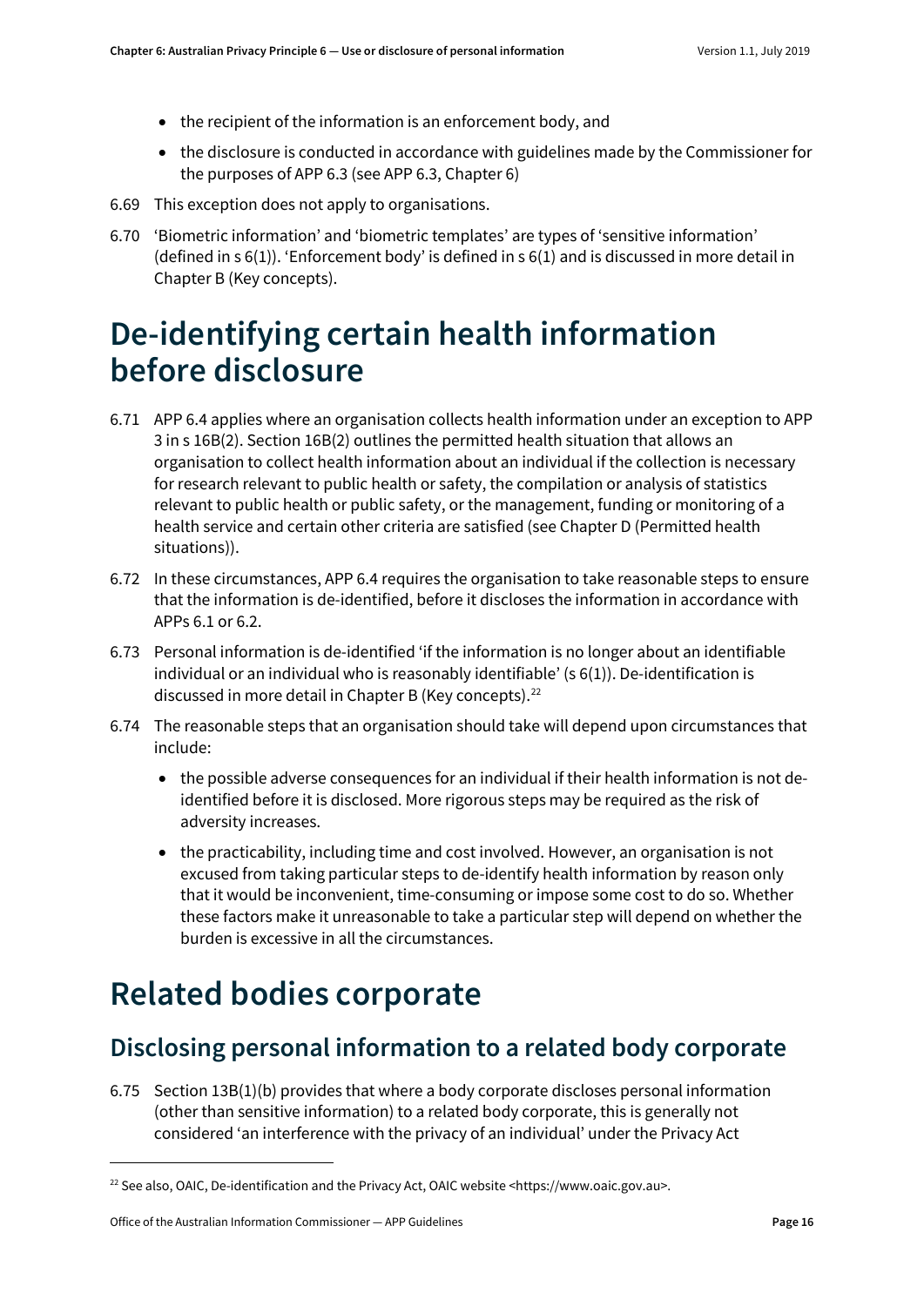- the recipient of the information is an enforcement body, and
- the disclosure is conducted in accordance with guidelines made by the Commissioner for the purposes of APP 6.3 (see APP 6.3, Chapter 6)

6.69 This exception does not apply to organisations.

6.70 'Biometric information' and 'biometric templates' are types of 'sensitive information' (defined in s 6(1)). 'Enforcement body' is defined in s 6(1) and is discussed in more detail in Chapter B (Key concepts).

# De-identifying certain health information before disclosure

6.71 APP 6.4 applies where an organisation collects health information under an exception to APP 3 in s 16B(2). Section 16B(2) outlines the permitted health situation that allows an organisation to collect health information about an individual if the collection is necessary for research relevant to public health or safety, the compilation or analysis of statistics relevant to public health or public safety, or the management, funding or monitoring of a health service and certain other criteria are satisfied (see Chapter D (Permitted health situations)).

6.72 In these circumstances, APP 6.4 requires the organisation to take reasonable steps to ensure that the information is de-identified, before it discloses the information in accordance with APPs 6.1 or 6.2.

6.73 Personal information is de-identified 'if the information is no longer about an identifiable individual or an individual who is reasonably identifiable' (s 6(1)). De-identification is discussed in more detail in Chapter B (Key concepts).[22]

6.74 The reasonable steps that an organisation should take will depend upon circumstances that include:

- the possible adverse consequences for an individual if their health information is not de-identified before it is disclosed. More rigorous steps may be required as the risk of adversity increases.
- the practicability, including time and cost involved. However, an organisation is not excused from taking particular steps to de-identify health information by reason only that it would be inconvenient, time-consuming or impose some cost to do so. Whether these factors make it unreasonable to take a particular step will depend on whether the burden is excessive in all the circumstances.

# Related bodies corporate

## Disclosing personal information to a related body corporate

6.75 Section 13B(1)(b) provides that where a body corporate discloses personal information (other than sensitive information) to a related body corporate, this is generally not considered 'an interference with the privacy of an individual' under the Privacy Act

[22] See also, OAIC, De-identification and the Privacy Act, OAIC website <https://www.oaic.gov.au>.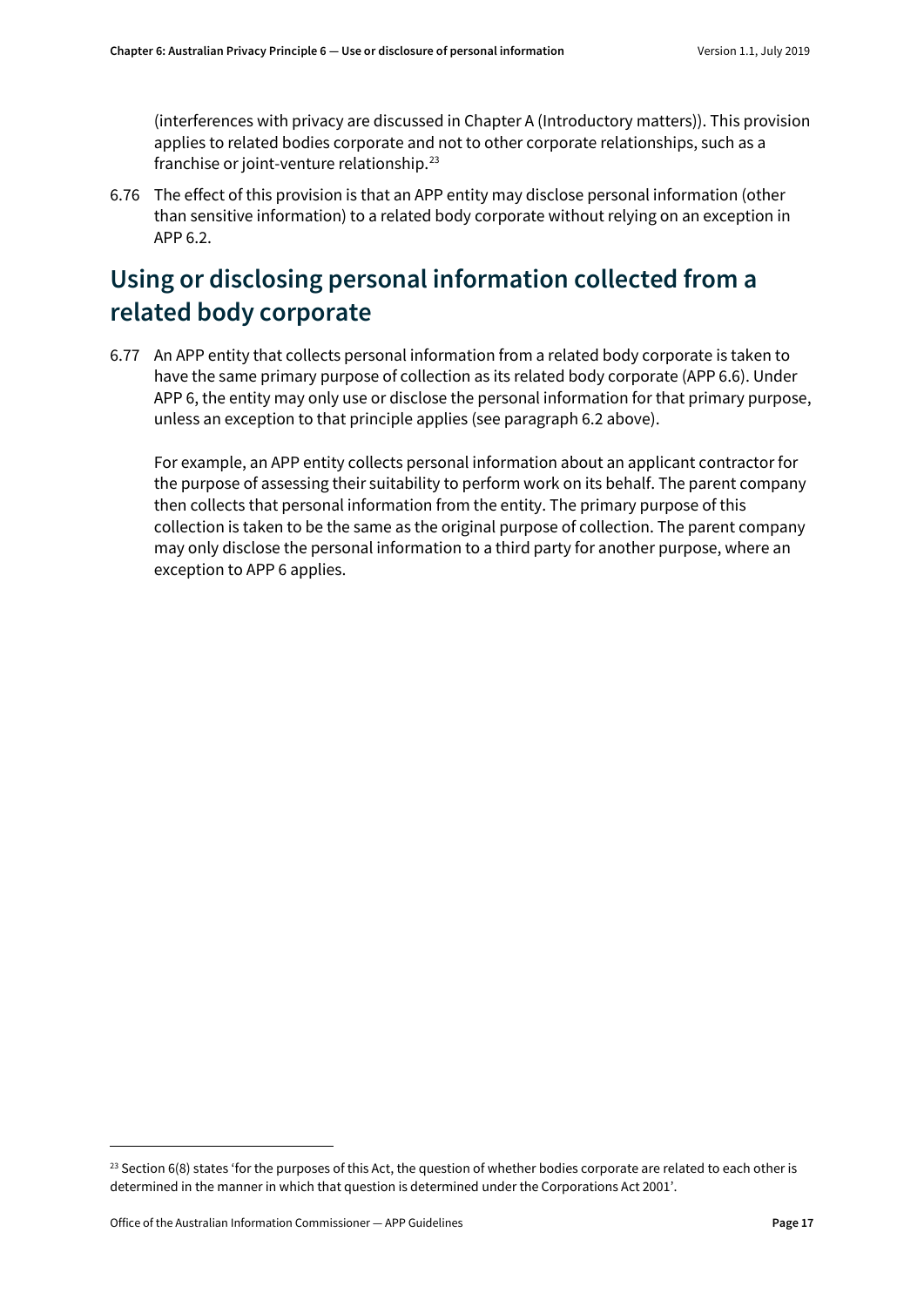(interferences with privacy are discussed in Chapter A (Introductory matters)). This provision applies to related bodies corporate and not to other corporate relationships, such as a franchise or joint-venture relationship.[23]

6.76 The effect of this provision is that an APP entity may disclose personal information (other than sensitive information) to a related body corporate without relying on an exception in APP 6.2.

## Using or disclosing personal information collected from a related body corporate

6.77 An APP entity that collects personal information from a related body corporate is taken to have the same primary purpose of collection as its related body corporate (APP 6.6). Under APP 6, the entity may only use or disclose the personal information for that primary purpose, unless an exception to that principle applies (see paragraph 6.2 above).

For example, an APP entity collects personal information about an applicant contractor for the purpose of assessing their suitability to perform work on its behalf. The parent company then collects that personal information from the entity. The primary purpose of this collection is taken to be the same as the original purpose of collection. The parent company may only disclose the personal information to a third party for another purpose, where an exception to APP 6 applies.

---

[23] Section 6(8) states 'for the purposes of this Act, the question of whether bodies corporate are related to each other is determined in the manner in which that question is determined under the Corporations Act 2001'.